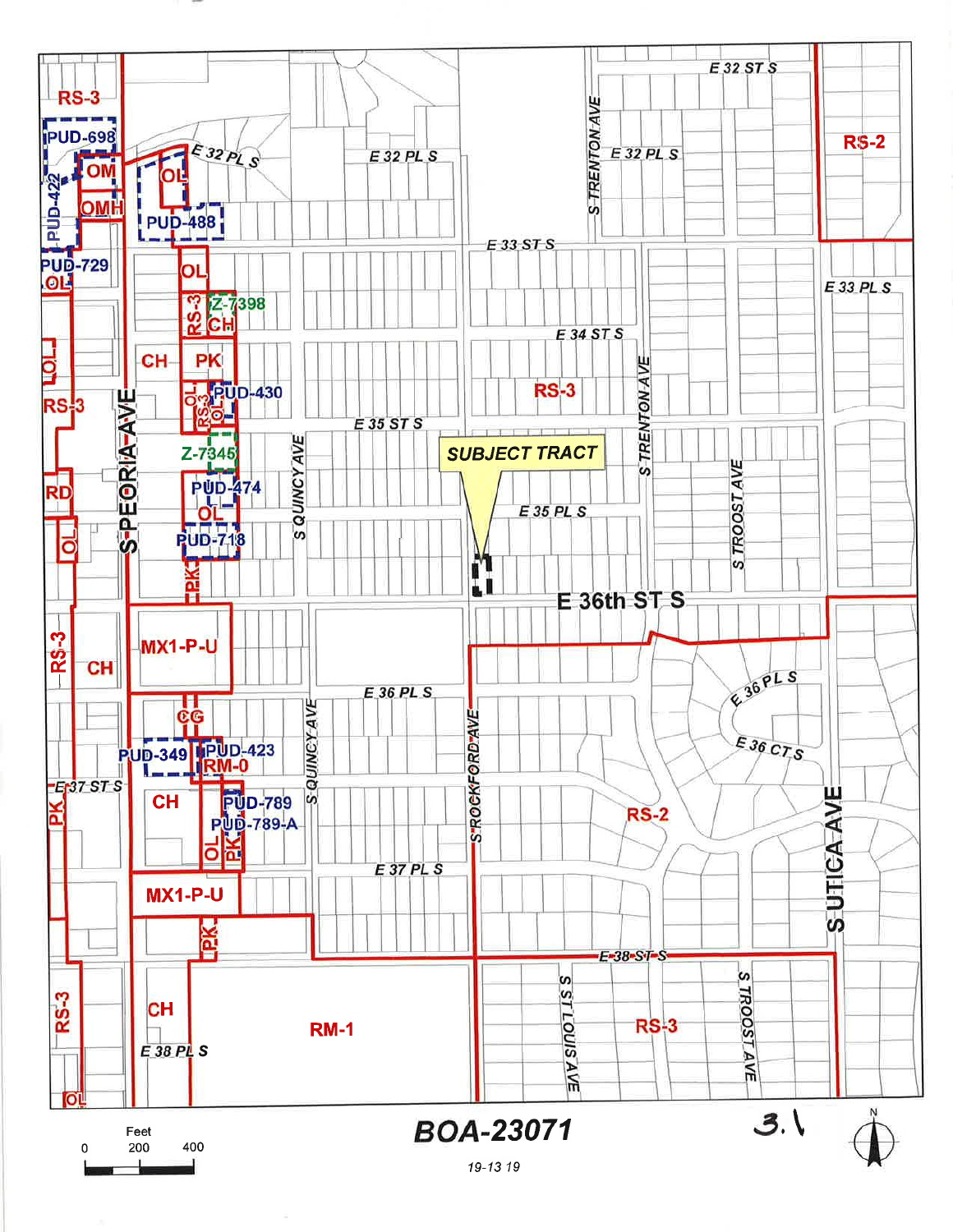BOA-23071

19-13 19

3.1

SUBJECT TRACT

Feet

0 200 400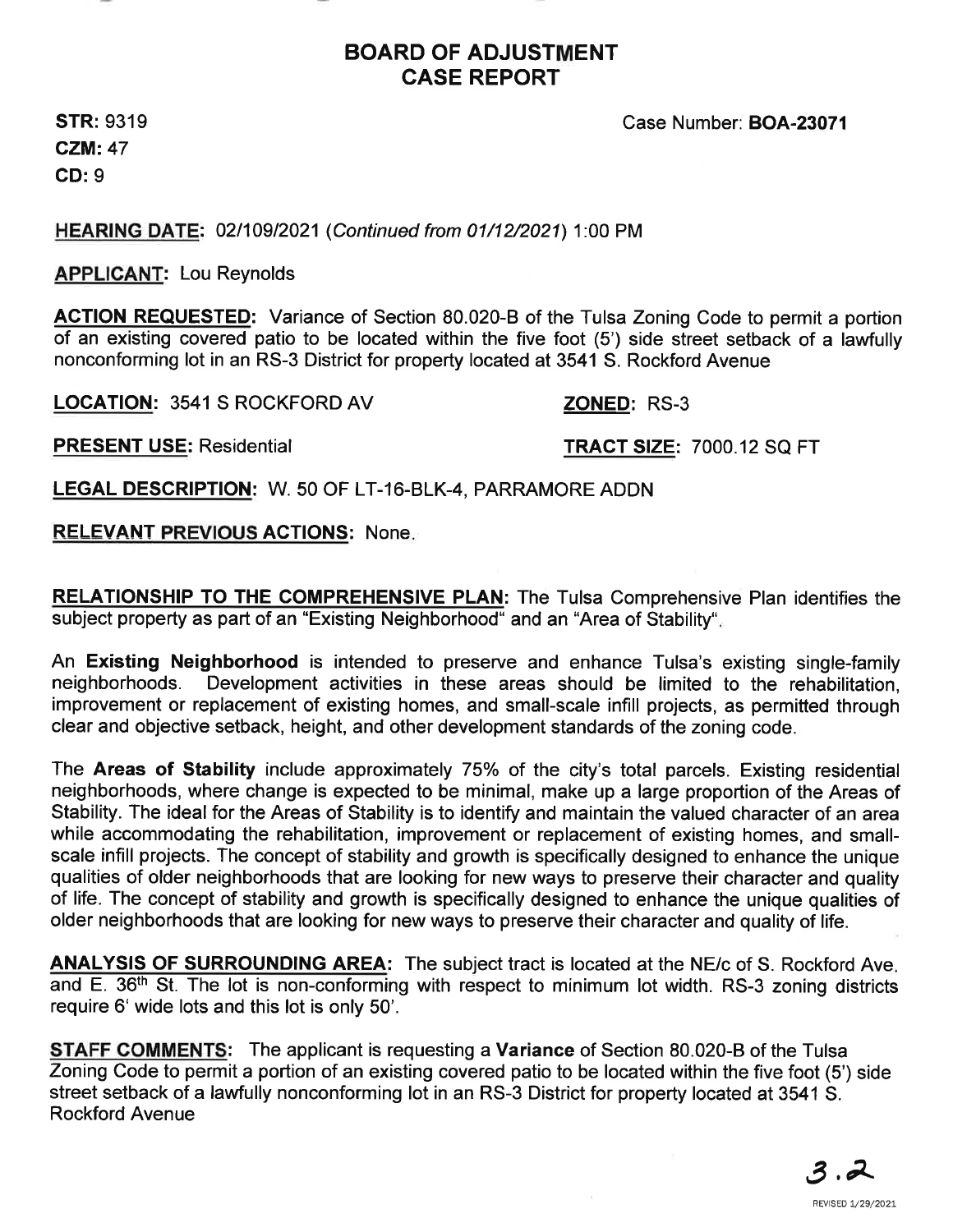# BOARD OF ADJUSTMENT
# CASE REPORT

**STR:** 9319

**CZM:** 47

**CD:** 9

Case Number: **BOA-23071**

**HEARING DATE:** 02/109/2021 (*Continued from 01/12/2021*) 1:00 PM

**APPLICANT:** Lou Reynolds

**ACTION REQUESTED:** Variance of Section 80.020-B of the Tulsa Zoning Code to permit a portion of an existing covered patio to be located within the five foot (5') side street setback of a lawfully nonconforming lot in an RS-3 District for property located at 3541 S. Rockford Avenue

**LOCATION:** 3541 S ROCKFORD AV

**ZONED:** RS-3

**PRESENT USE:** Residential

**TRACT SIZE:** 7000.12 SQ FT

**LEGAL DESCRIPTION:** W. 50 OF LT-16-BLK-4, PARRAMORE ADDN

**RELEVANT PREVIOUS ACTIONS:** None.

**RELATIONSHIP TO THE COMPREHENSIVE PLAN:** The Tulsa Comprehensive Plan identifies the subject property as part of an "Existing Neighborhood" and an "Area of Stability".

An **Existing Neighborhood** is intended to preserve and enhance Tulsa's existing single-family neighborhoods. Development activities in these areas should be limited to the rehabilitation, improvement or replacement of existing homes, and small-scale infill projects, as permitted through clear and objective setback, height, and other development standards of the zoning code.

The **Areas of Stability** include approximately 75% of the city's total parcels. Existing residential neighborhoods, where change is expected to be minimal, make up a large proportion of the Areas of Stability. The ideal for the Areas of Stability is to identify and maintain the valued character of an area while accommodating the rehabilitation, improvement or replacement of existing homes, and small-scale infill projects. The concept of stability and growth is specifically designed to enhance the unique qualities of older neighborhoods that are looking for new ways to preserve their character and quality of life. The concept of stability and growth is specifically designed to enhance the unique qualities of older neighborhoods that are looking for new ways to preserve their character and quality of life.

**ANALYSIS OF SURROUNDING AREA:** The subject tract is located at the NE/c of S. Rockford Ave. and E. 36th St. The lot is non-conforming with respect to minimum lot width. RS-3 zoning districts require 6' wide lots and this lot is only 50'.

**STAFF COMMENTS:** The applicant is requesting a **Variance** of Section 80.020-B of the Tulsa Zoning Code to permit a portion of an existing covered patio to be located within the five foot (5') side street setback of a lawfully nonconforming lot in an RS-3 District for property located at 3541 S. Rockford Avenue

3.2

REVISED 1/29/2021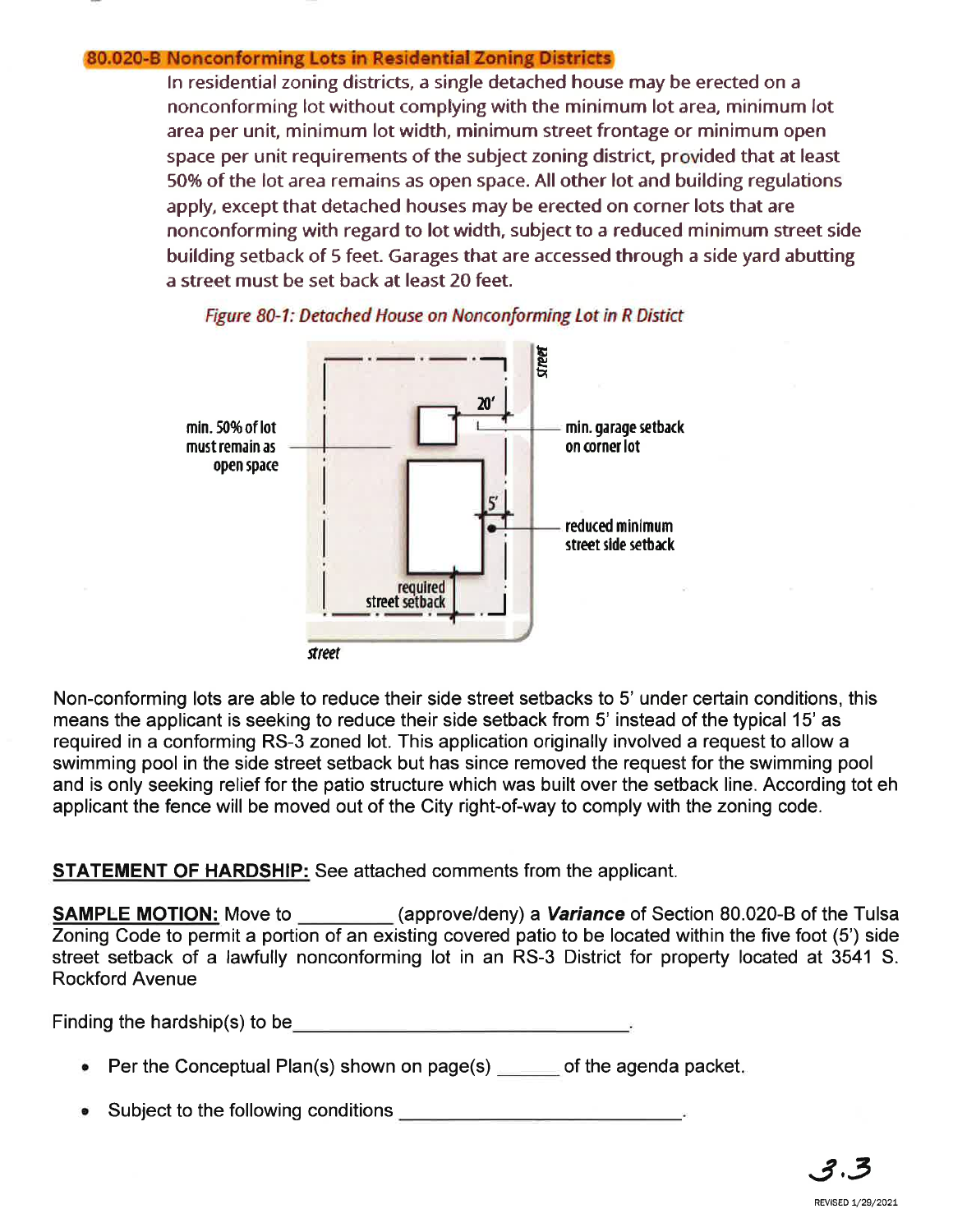### 80.020-B Nonconforming Lots in Residential Zoning Districts

In residential zoning districts, a single detached house may be erected on a nonconforming lot without complying with the minimum lot area, minimum lot area per unit, minimum lot width, minimum street frontage or minimum open space per unit requirements of the subject zoning district, provided that at least 50% of the lot area remains as open space. All other lot and building regulations apply, except that detached houses may be erected on corner lots that are nonconforming with regard to lot width, subject to a reduced minimum street side building setback of 5 feet. Garages that are accessed through a side yard abutting a street must be set back at least 20 feet.

*Figure 80-1: Detached House on Nonconforming Lot in R Distict*

Non-conforming lots are able to reduce their side street setbacks to 5' under certain conditions, this means the applicant is seeking to reduce their side setback from 5' instead of the typical 15' as required in a conforming RS-3 zoned lot. This application originally involved a request to allow a swimming pool in the side street setback but has since removed the request for the swimming pool and is only seeking relief for the patio structure which was built over the setback line. According tot eh applicant the fence will be moved out of the City right-of-way to comply with the zoning code.

**STATEMENT OF HARDSHIP:** See attached comments from the applicant.

**SAMPLE MOTION:** Move to _________ (approve/deny) a ***Variance*** of Section 80.020-B of the Tulsa Zoning Code to permit a portion of an existing covered patio to be located within the five foot (5') side street setback of a lawfully nonconforming lot in an RS-3 District for property located at 3541 S. Rockford Avenue

Finding the hardship(s) to be_________________________________.

- Per the Conceptual Plan(s) shown on page(s) ______ of the agenda packet.
- Subject to the following conditions ___________________________.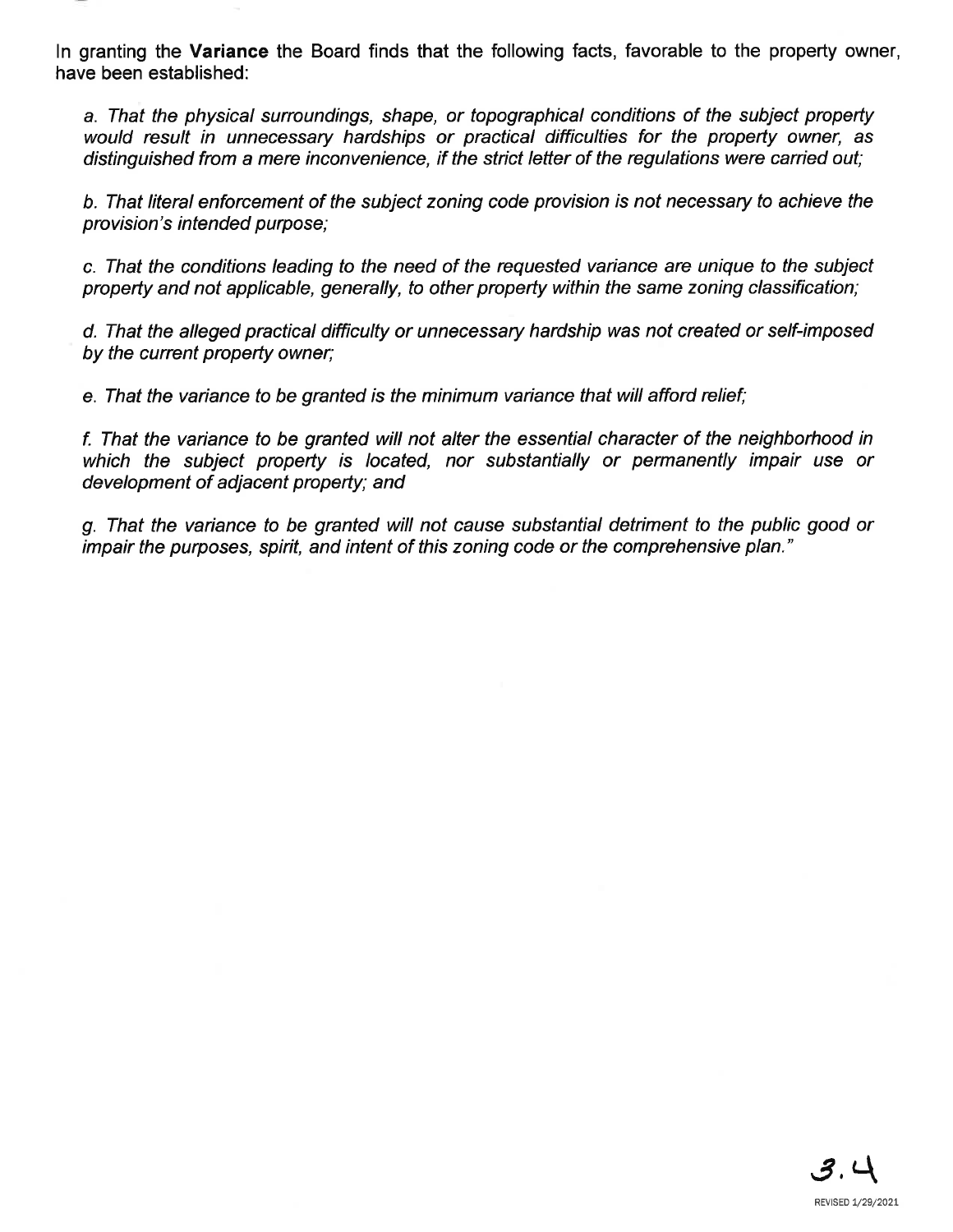In granting the **Variance** the Board finds that the following facts, favorable to the property owner, have been established:

*a. That the physical surroundings, shape, or topographical conditions of the subject property would result in unnecessary hardships or practical difficulties for the property owner, as distinguished from a mere inconvenience, if the strict letter of the regulations were carried out;*

*b. That literal enforcement of the subject zoning code provision is not necessary to achieve the provision's intended purpose;*

*c. That the conditions leading to the need of the requested variance are unique to the subject property and not applicable, generally, to other property within the same zoning classification;*

*d. That the alleged practical difficulty or unnecessary hardship was not created or self-imposed by the current property owner;*

*e. That the variance to be granted is the minimum variance that will afford relief;*

*f. That the variance to be granted will not alter the essential character of the neighborhood in which the subject property is located, nor substantially or permanently impair use or development of adjacent property; and*

*g. That the variance to be granted will not cause substantial detriment to the public good or impair the purposes, spirit, and intent of this zoning code or the comprehensive plan."*

3.4

REVISED 1/29/2021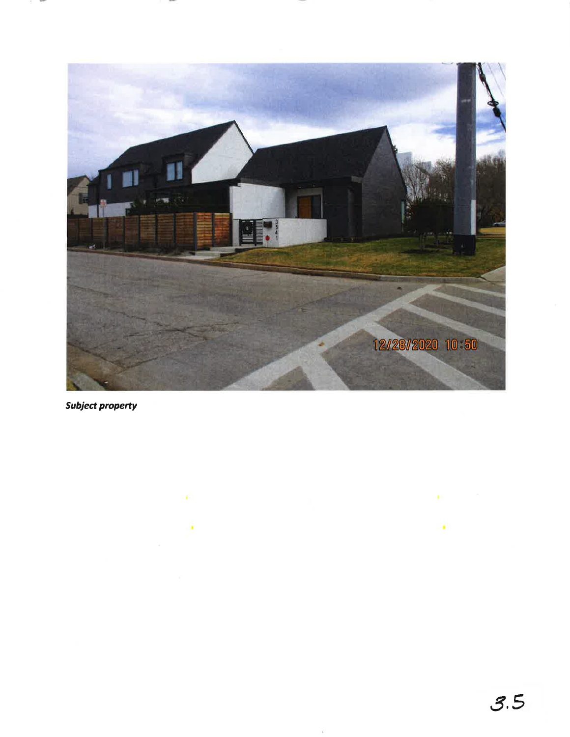***Subject property***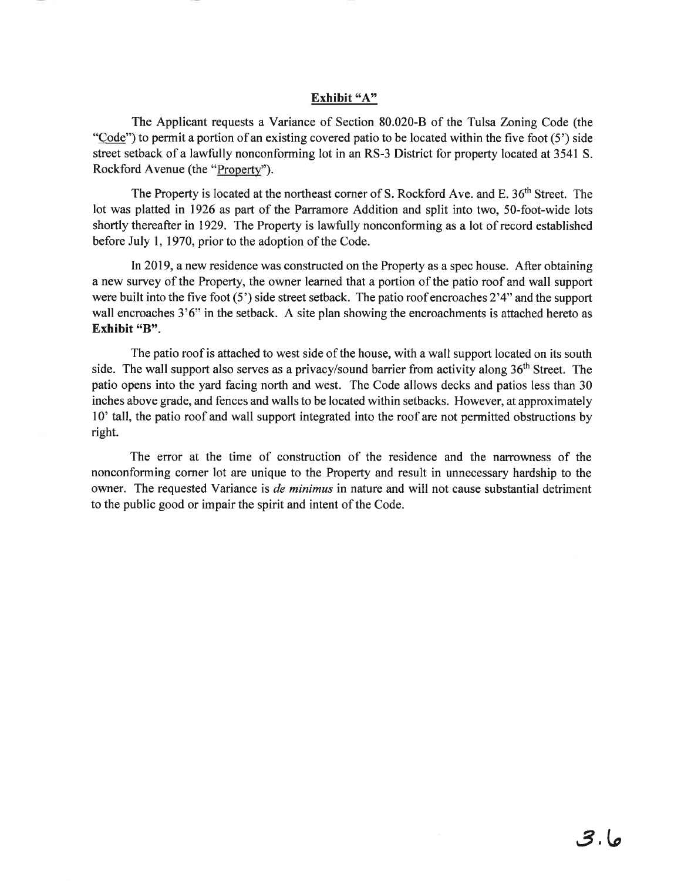## Exhibit "A"

The Applicant requests a Variance of Section 80.020-B of the Tulsa Zoning Code (the "Code") to permit a portion of an existing covered patio to be located within the five foot (5') side street setback of a lawfully nonconforming lot in an RS-3 District for property located at 3541 S. Rockford Avenue (the "Property").

The Property is located at the northeast corner of S. Rockford Ave. and E. 36th Street. The lot was platted in 1926 as part of the Parramore Addition and split into two, 50-foot-wide lots shortly thereafter in 1929. The Property is lawfully nonconforming as a lot of record established before July 1, 1970, prior to the adoption of the Code.

In 2019, a new residence was constructed on the Property as a spec house. After obtaining a new survey of the Property, the owner learned that a portion of the patio roof and wall support were built into the five foot (5') side street setback. The patio roof encroaches 2'4" and the support wall encroaches 3'6" in the setback. A site plan showing the encroachments is attached hereto as **Exhibit "B"**.

The patio roof is attached to west side of the house, with a wall support located on its south side. The wall support also serves as a privacy/sound barrier from activity along 36th Street. The patio opens into the yard facing north and west. The Code allows decks and patios less than 30 inches above grade, and fences and walls to be located within setbacks. However, at approximately 10' tall, the patio roof and wall support integrated into the roof are not permitted obstructions by right.

The error at the time of construction of the residence and the narrowness of the nonconforming corner lot are unique to the Property and result in unnecessary hardship to the owner. The requested Variance is *de minimus* in nature and will not cause substantial detriment to the public good or impair the spirit and intent of the Code.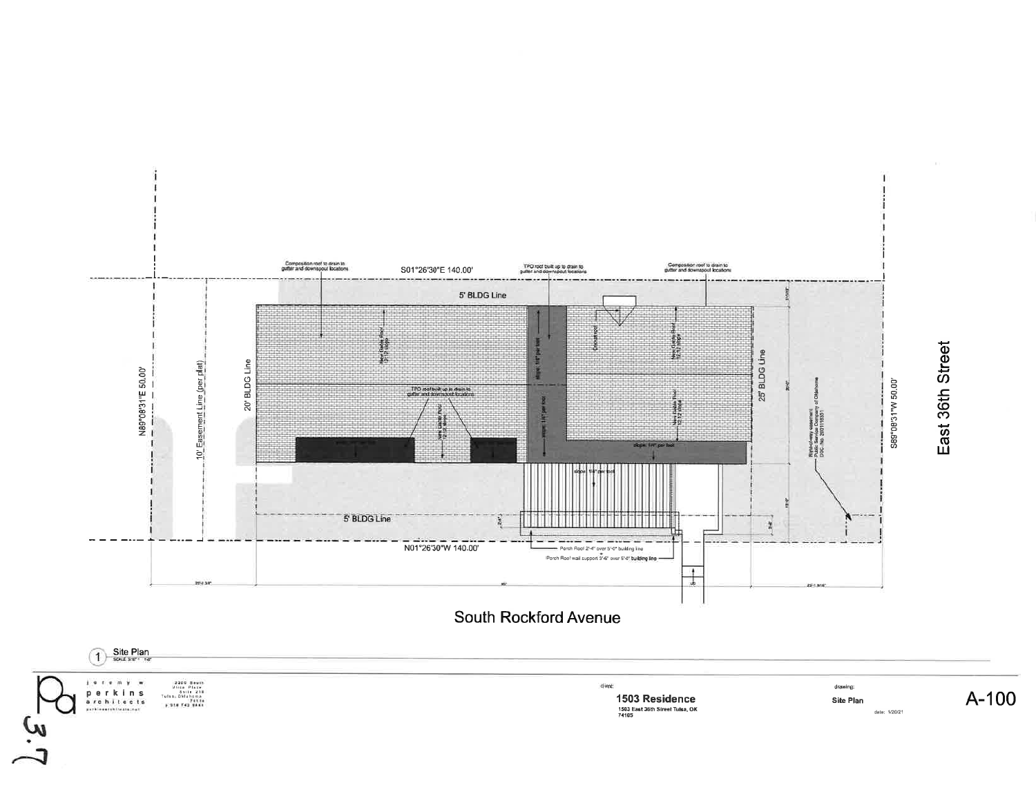Composition roof to drain to gutter and downspout locations

S01°26'30"E 140.00'

TPO roof built up to drain to gutter and downspout locations

Composition roof to drain to gutter and downspout locations

5' BLDG Line

N89°08'31"E 50.00'

10' Easement Line (per plat)

20' BLDG Line

TPO roof built up to drain to gutter and downspout locations

New Gable Roof 12:12 slope

slope: 1/4" per foot

Overlay

New Gable Roof 12:12 slope

25' BLDG Line

Right-of-way easement Public Service Company of Oklahoma DOC. NO. 2021118351

S89°08'31"W 50.00'

East 36th Street

slope: 1/4" per foot

5' BLDG Line

N01°26'30"W 140.00'

Porch Roof 2'-4" over 5'-0" building line

Porch Roof wall support 3'-6" over 5'-0" building line

South Rockford Avenue

1 Site Plan

jeremy w perkins architects

2200 South Utica Place Suite 218 Tulsa, Oklahoma 74114 p 918 742 9444 perkinsarchitects.net

client:

**1503 Residence**

1503 East 36th Street Tulsa, OK 74105

drawing:

**Site Plan**

date: 1/20/21

A-100

3.7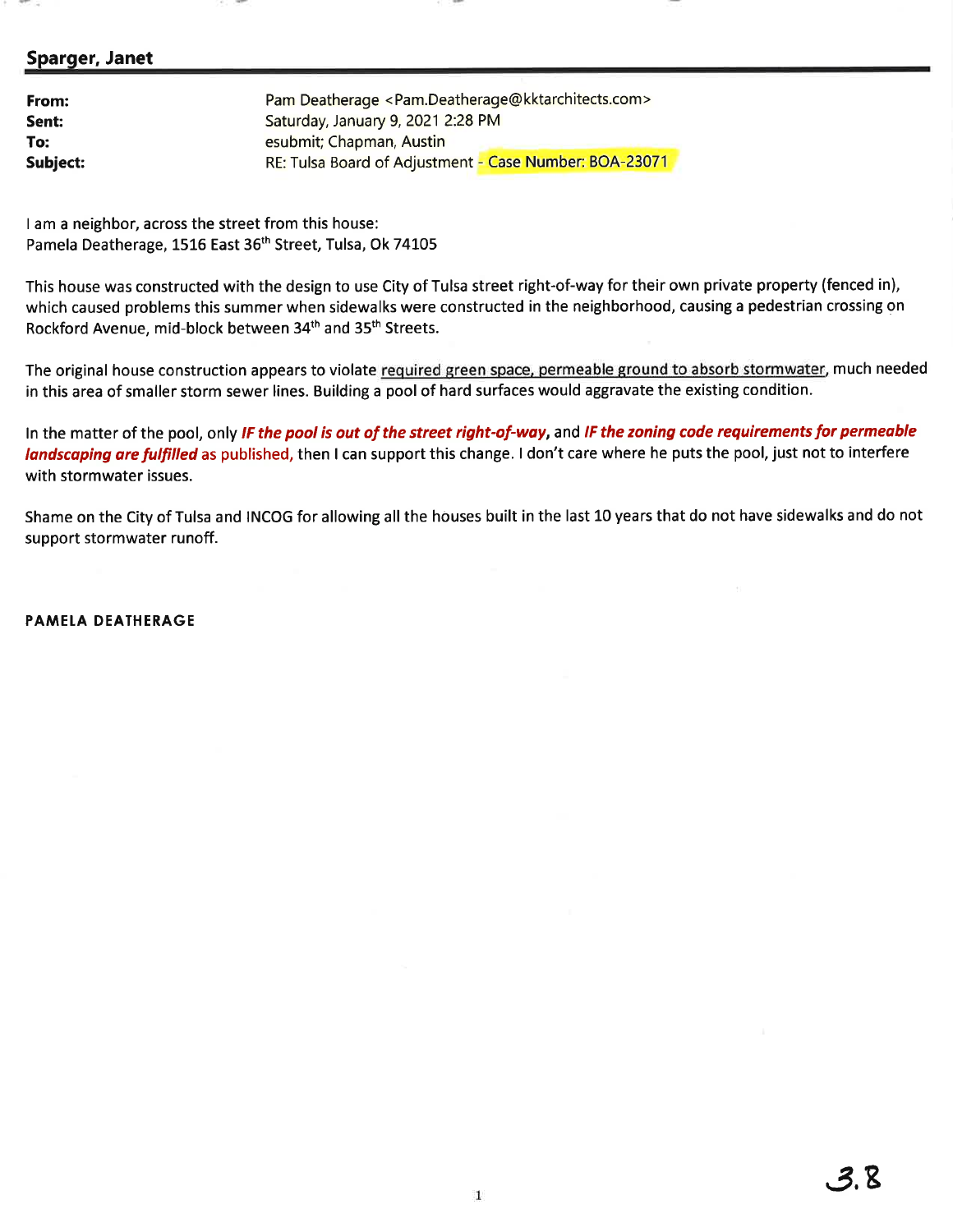**Sparger, Janet**

| | |
|---|---|
| **From:** | Pam Deatherage <Pam.Deatherage@kktarchitects.com> |
| **Sent:** | Saturday, January 9, 2021 2:28 PM |
| **To:** | esubmit; Chapman, Austin |
| **Subject:** | RE: Tulsa Board of Adjustment - Case Number: BOA-23071 |

I am a neighbor, across the street from this house:
Pamela Deatherage, 1516 East 36th Street, Tulsa, Ok 74105

This house was constructed with the design to use City of Tulsa street right-of-way for their own private property (fenced in), which caused problems this summer when sidewalks were constructed in the neighborhood, causing a pedestrian crossing on Rockford Avenue, mid-block between 34th and 35th Streets.

The original house construction appears to violate required green space, permeable ground to absorb stormwater, much needed in this area of smaller storm sewer lines. Building a pool of hard surfaces would aggravate the existing condition.

In the matter of the pool, only ***IF the pool is out of the street right-of-way***, and ***IF the zoning code requirements for permeable landscaping are fulfilled*** as published, then I can support this change. I don't care where he puts the pool, just not to interfere with stormwater issues.

Shame on the City of Tulsa and INCOG for allowing all the houses built in the last 10 years that do not have sidewalks and do not support stormwater runoff.

**PAMELA DEATHERAGE**

3.8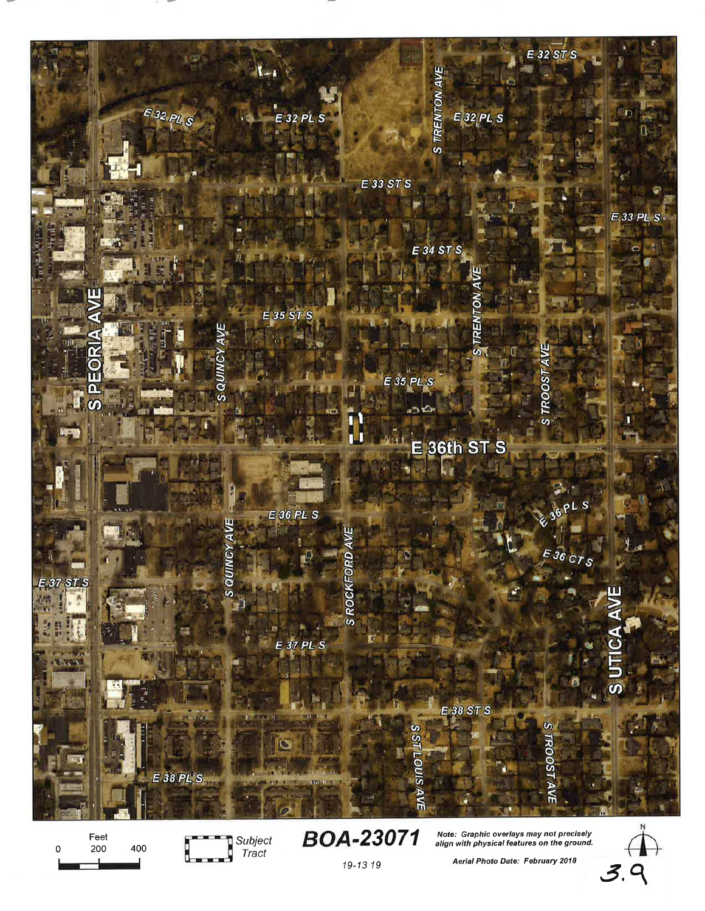E 32 ST S

E 32 PL S

E 32 PL S

S TRENTON AVE

E 32 PL S

E 33 ST S

E 33 PL S

E 34 ST S

S PEORIA AVE

E 35 ST S

S QUINCY AVE

S TRENTON AVE

S TROOST AVE

E 35 PL S

E 36th ST S

E 36 PL S

E 36 PL S

E 36 CT S

E 37 ST S

S QUINCY AVE

S ROCKFORD AVE

S UTICA AVE

E 37 PL S

E 38 ST S

S ST LOUIS AVE

S TROOST AVE

E 38 PL S

Feet

0 200 400

Subject Tract

**BOA-23071**

19-13 19

*Note: Graphic overlays may not precisely align with physical features on the ground.*

*Aerial Photo Date: February 2018*

N

3.9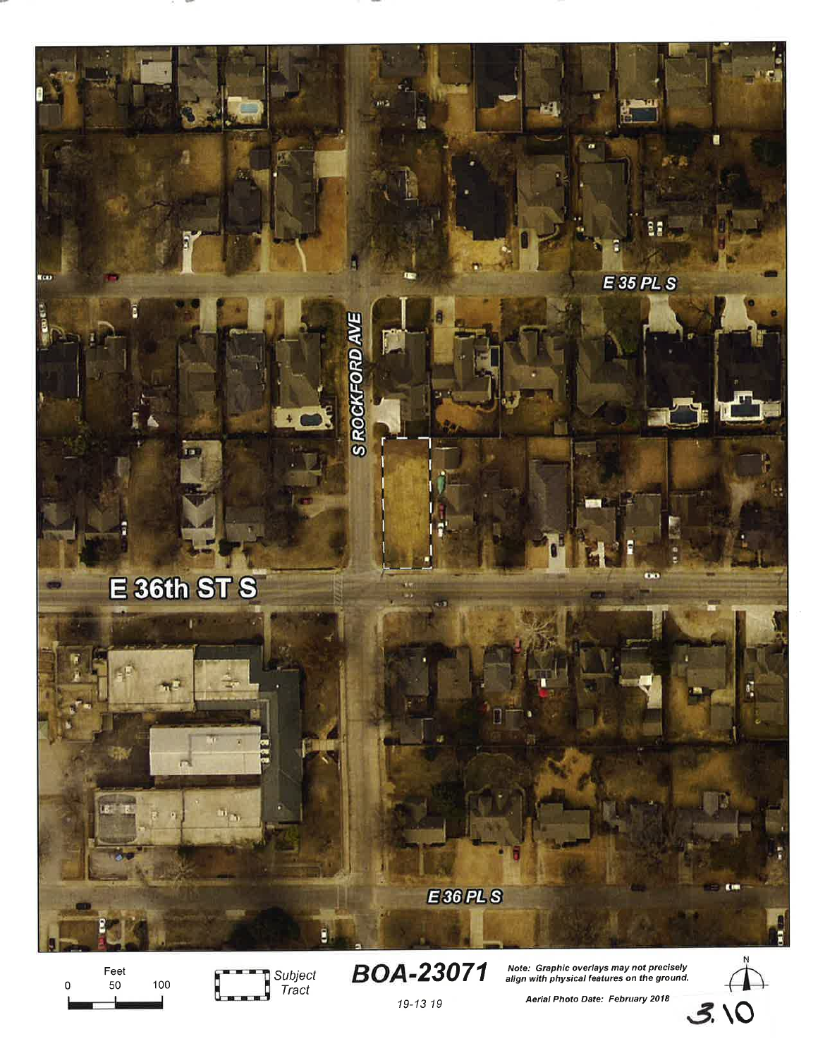E 35 PL S

S ROCKFORD AVE

E 36th ST S

E 36 PL S

Feet

0 50 100

Subject Tract

**BOA-23071**

19-13 19

*Note: Graphic overlays may not precisely align with physical features on the ground.*

*Aerial Photo Date: February 2018*

N

3.10